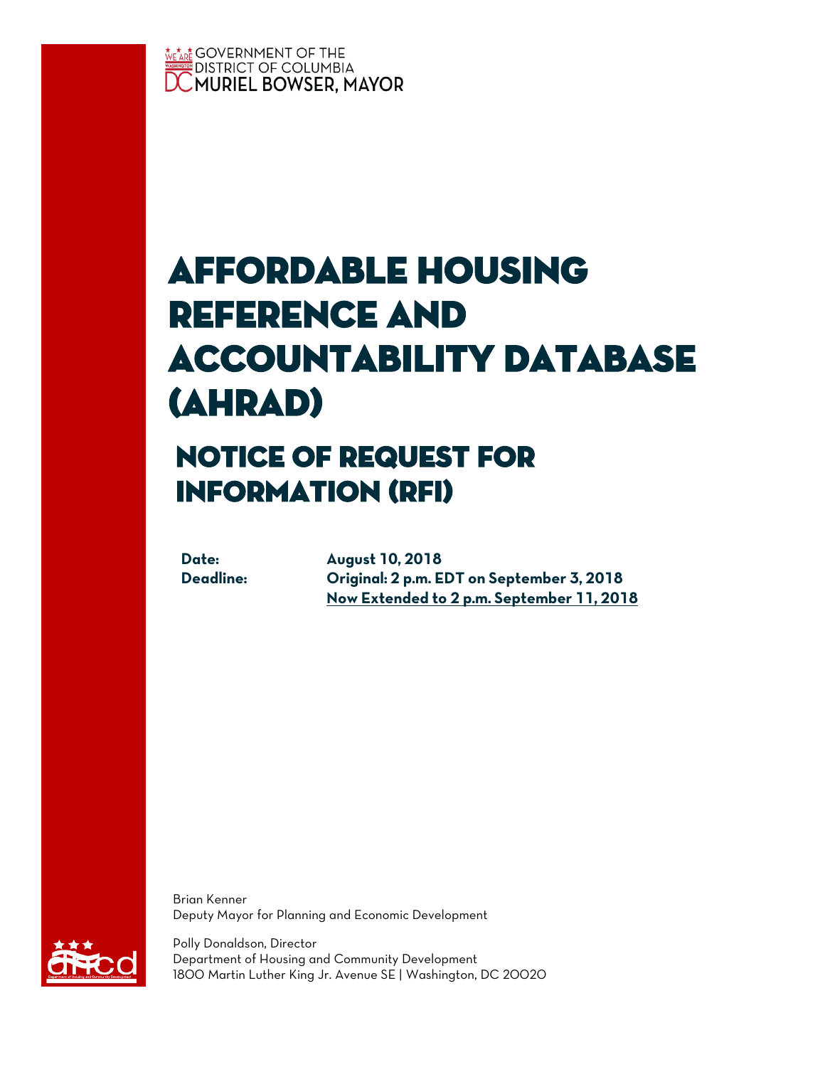GOVERNMENT OF THE DISTRICT OF COLUMBIA
MURIEL BOWSER, MAYOR

# AFFORDABLE HOUSING REFERENCE AND ACCOUNTABILITY DATABASE (AHRAD)

## NOTICE OF REQUEST FOR INFORMATION (RFI)

**Date:** **August 10, 2018**

**Deadline:** **Original: 2 p.m. EDT on September 3, 2018**
**Now Extended to 2 p.m. September 11, 2018**

Brian Kenner
Deputy Mayor for Planning and Economic Development

Polly Donaldson, Director
Department of Housing and Community Development
1800 Martin Luther King Jr. Avenue SE | Washington, DC 20020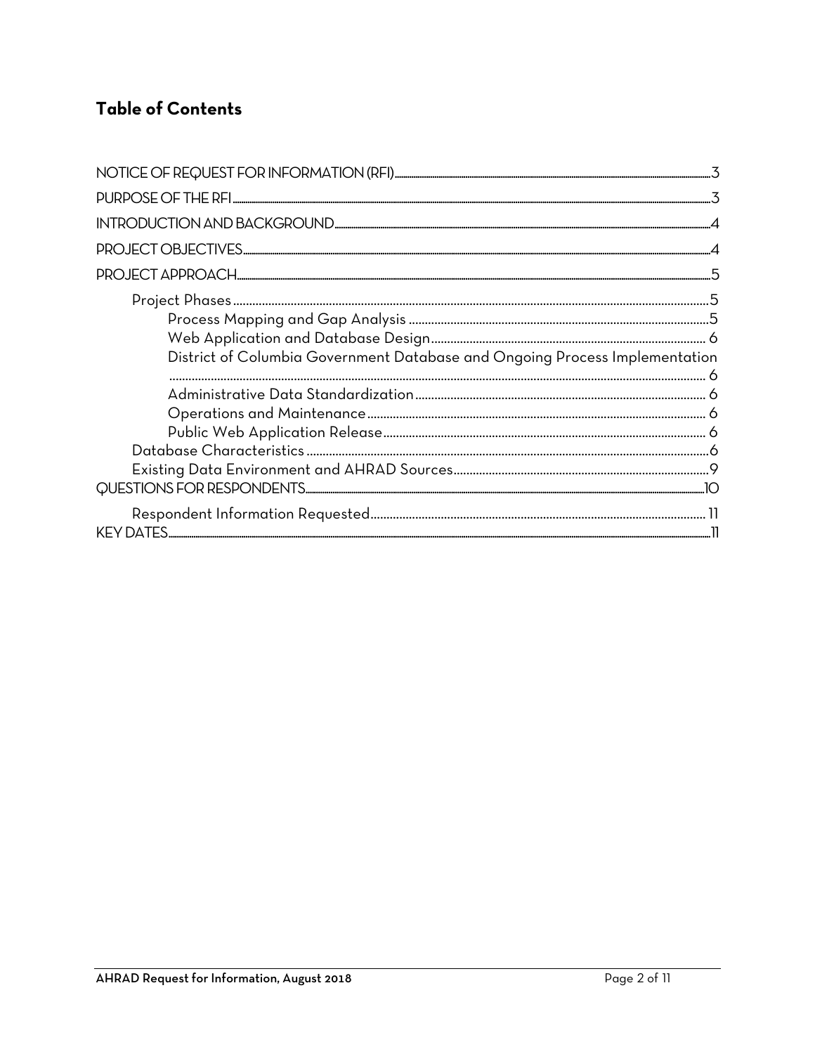## Table of Contents

- NOTICE OF REQUEST FOR INFORMATION (RFI) .......... 3
- PURPOSE OF THE RFI .......... 3
- INTRODUCTION AND BACKGROUND .......... 4
- PROJECT OBJECTIVES .......... 4
- PROJECT APPROACH .......... 5
  - Project Phases .......... 5
    - Process Mapping and Gap Analysis .......... 5
    - Web Application and Database Design .......... 6
    - District of Columbia Government Database and Ongoing Process Implementation .......... 6
    - Administrative Data Standardization .......... 6
    - Operations and Maintenance .......... 6
    - Public Web Application Release .......... 6
  - Database Characteristics .......... 6
  - Existing Data Environment and AHRAD Sources .......... 9
- QUESTIONS FOR RESPONDENTS .......... 10
  - Respondent Information Requested .......... 11
- KEY DATES .......... 11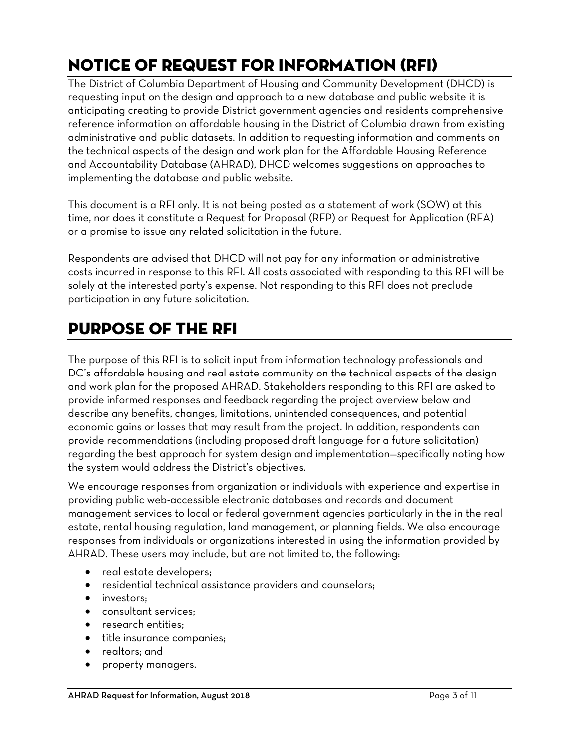# NOTICE OF REQUEST FOR INFORMATION (RFI)

The District of Columbia Department of Housing and Community Development (DHCD) is requesting input on the design and approach to a new database and public website it is anticipating creating to provide District government agencies and residents comprehensive reference information on affordable housing in the District of Columbia drawn from existing administrative and public datasets. In addition to requesting information and comments on the technical aspects of the design and work plan for the Affordable Housing Reference and Accountability Database (AHRAD), DHCD welcomes suggestions on approaches to implementing the database and public website.

This document is a RFI only. It is not being posted as a statement of work (SOW) at this time, nor does it constitute a Request for Proposal (RFP) or Request for Application (RFA) or a promise to issue any related solicitation in the future.

Respondents are advised that DHCD will not pay for any information or administrative costs incurred in response to this RFI. All costs associated with responding to this RFI will be solely at the interested party's expense. Not responding to this RFI does not preclude participation in any future solicitation.

# PURPOSE OF THE RFI

The purpose of this RFI is to solicit input from information technology professionals and DC's affordable housing and real estate community on the technical aspects of the design and work plan for the proposed AHRAD. Stakeholders responding to this RFI are asked to provide informed responses and feedback regarding the project overview below and describe any benefits, changes, limitations, unintended consequences, and potential economic gains or losses that may result from the project. In addition, respondents can provide recommendations (including proposed draft language for a future solicitation) regarding the best approach for system design and implementation—specifically noting how the system would address the District's objectives.

We encourage responses from organization or individuals with experience and expertise in providing public web-accessible electronic databases and records and document management services to local or federal government agencies particularly in the in the real estate, rental housing regulation, land management, or planning fields. We also encourage responses from individuals or organizations interested in using the information provided by AHRAD. These users may include, but are not limited to, the following:

- real estate developers;
- residential technical assistance providers and counselors;
- investors;
- consultant services;
- research entities;
- title insurance companies;
- realtors; and
- property managers.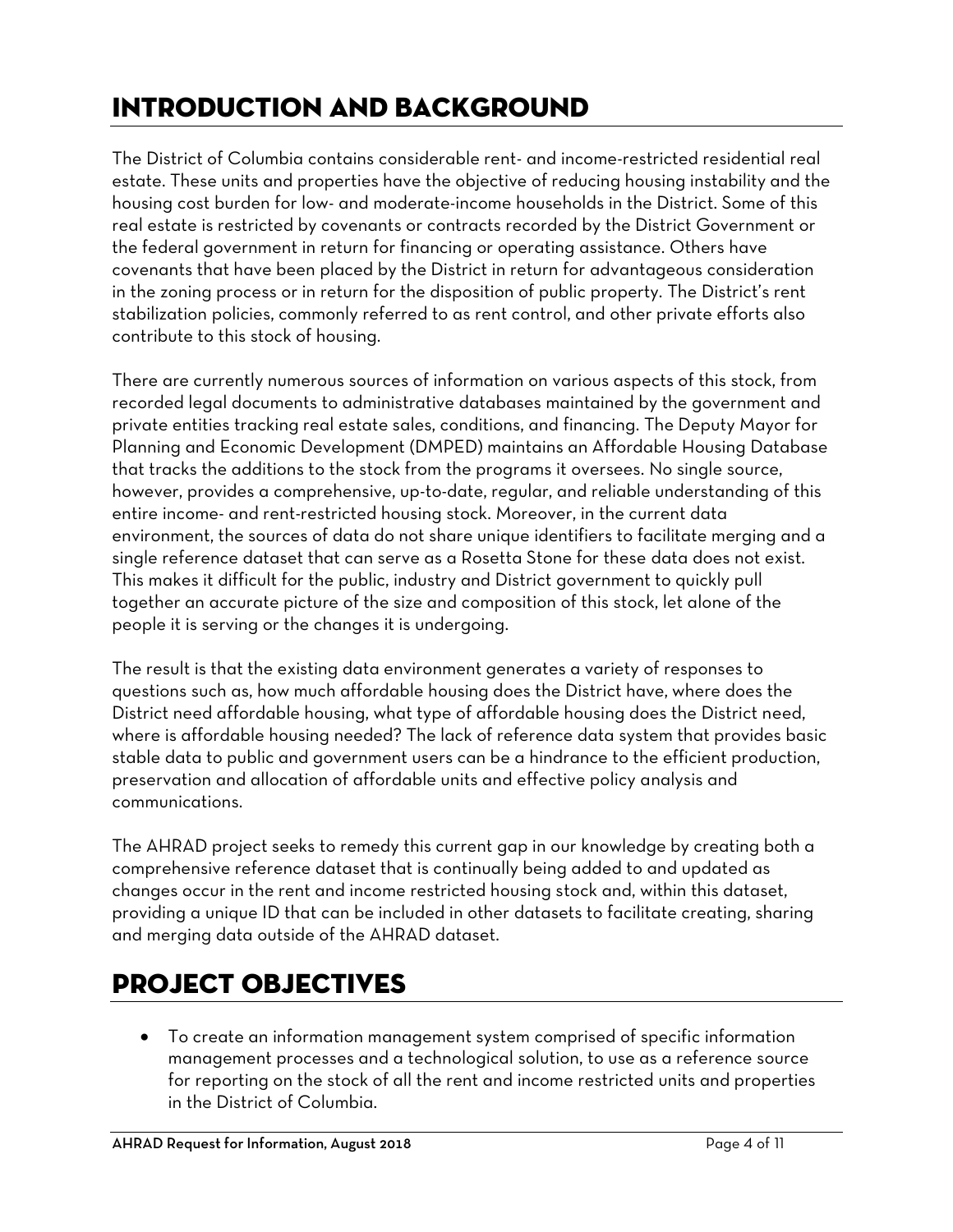# INTRODUCTION AND BACKGROUND

The District of Columbia contains considerable rent- and income-restricted residential real estate. These units and properties have the objective of reducing housing instability and the housing cost burden for low- and moderate-income households in the District. Some of this real estate is restricted by covenants or contracts recorded by the District Government or the federal government in return for financing or operating assistance. Others have covenants that have been placed by the District in return for advantageous consideration in the zoning process or in return for the disposition of public property. The District's rent stabilization policies, commonly referred to as rent control, and other private efforts also contribute to this stock of housing.

There are currently numerous sources of information on various aspects of this stock, from recorded legal documents to administrative databases maintained by the government and private entities tracking real estate sales, conditions, and financing. The Deputy Mayor for Planning and Economic Development (DMPED) maintains an Affordable Housing Database that tracks the additions to the stock from the programs it oversees. No single source, however, provides a comprehensive, up-to-date, regular, and reliable understanding of this entire income- and rent-restricted housing stock. Moreover, in the current data environment, the sources of data do not share unique identifiers to facilitate merging and a single reference dataset that can serve as a Rosetta Stone for these data does not exist. This makes it difficult for the public, industry and District government to quickly pull together an accurate picture of the size and composition of this stock, let alone of the people it is serving or the changes it is undergoing.

The result is that the existing data environment generates a variety of responses to questions such as, how much affordable housing does the District have, where does the District need affordable housing, what type of affordable housing does the District need, where is affordable housing needed? The lack of reference data system that provides basic stable data to public and government users can be a hindrance to the efficient production, preservation and allocation of affordable units and effective policy analysis and communications.

The AHRAD project seeks to remedy this current gap in our knowledge by creating both a comprehensive reference dataset that is continually being added to and updated as changes occur in the rent and income restricted housing stock and, within this dataset, providing a unique ID that can be included in other datasets to facilitate creating, sharing and merging data outside of the AHRAD dataset.

# PROJECT OBJECTIVES

- To create an information management system comprised of specific information management processes and a technological solution, to use as a reference source for reporting on the stock of all the rent and income restricted units and properties in the District of Columbia.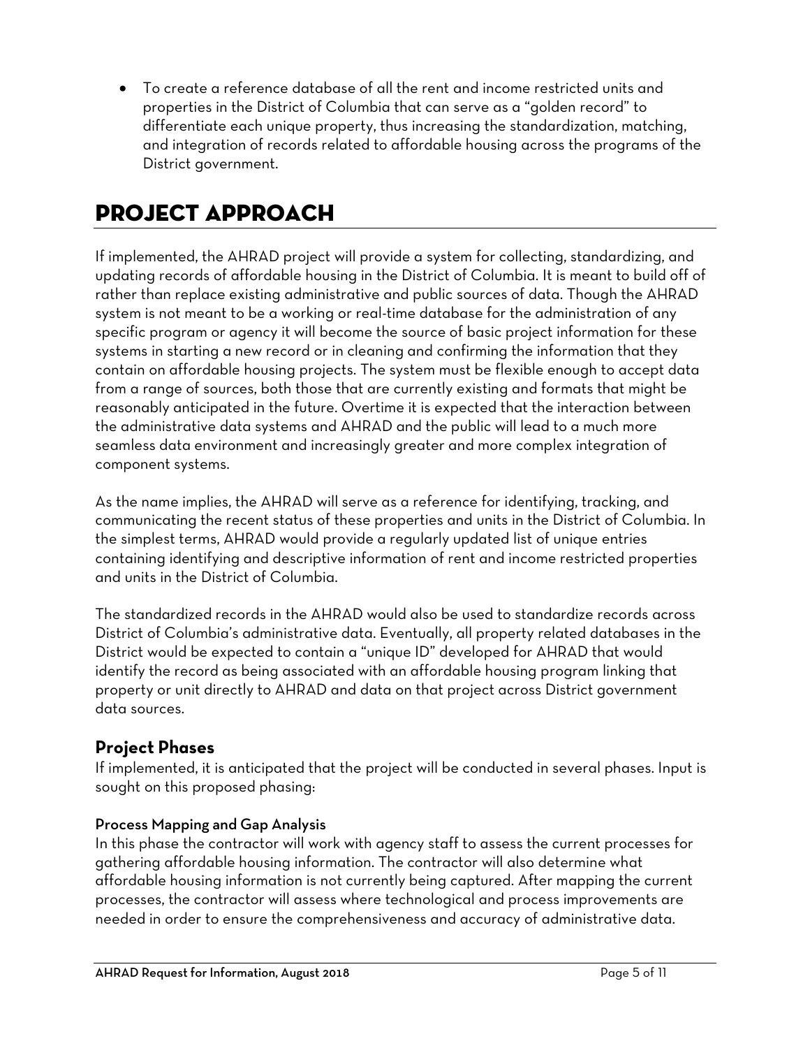- To create a reference database of all the rent and income restricted units and properties in the District of Columbia that can serve as a "golden record" to differentiate each unique property, thus increasing the standardization, matching, and integration of records related to affordable housing across the programs of the District government.

# PROJECT APPROACH

If implemented, the AHRAD project will provide a system for collecting, standardizing, and updating records of affordable housing in the District of Columbia. It is meant to build off of rather than replace existing administrative and public sources of data. Though the AHRAD system is not meant to be a working or real-time database for the administration of any specific program or agency it will become the source of basic project information for these systems in starting a new record or in cleaning and confirming the information that they contain on affordable housing projects. The system must be flexible enough to accept data from a range of sources, both those that are currently existing and formats that might be reasonably anticipated in the future. Overtime it is expected that the interaction between the administrative data systems and AHRAD and the public will lead to a much more seamless data environment and increasingly greater and more complex integration of component systems.

As the name implies, the AHRAD will serve as a reference for identifying, tracking, and communicating the recent status of these properties and units in the District of Columbia. In the simplest terms, AHRAD would provide a regularly updated list of unique entries containing identifying and descriptive information of rent and income restricted properties and units in the District of Columbia.

The standardized records in the AHRAD would also be used to standardize records across District of Columbia's administrative data. Eventually, all property related databases in the District would be expected to contain a "unique ID" developed for AHRAD that would identify the record as being associated with an affordable housing program linking that property or unit directly to AHRAD and data on that project across District government data sources.

## Project Phases

If implemented, it is anticipated that the project will be conducted in several phases. Input is sought on this proposed phasing:

### Process Mapping and Gap Analysis

In this phase the contractor will work with agency staff to assess the current processes for gathering affordable housing information. The contractor will also determine what affordable housing information is not currently being captured. After mapping the current processes, the contractor will assess where technological and process improvements are needed in order to ensure the comprehensiveness and accuracy of administrative data.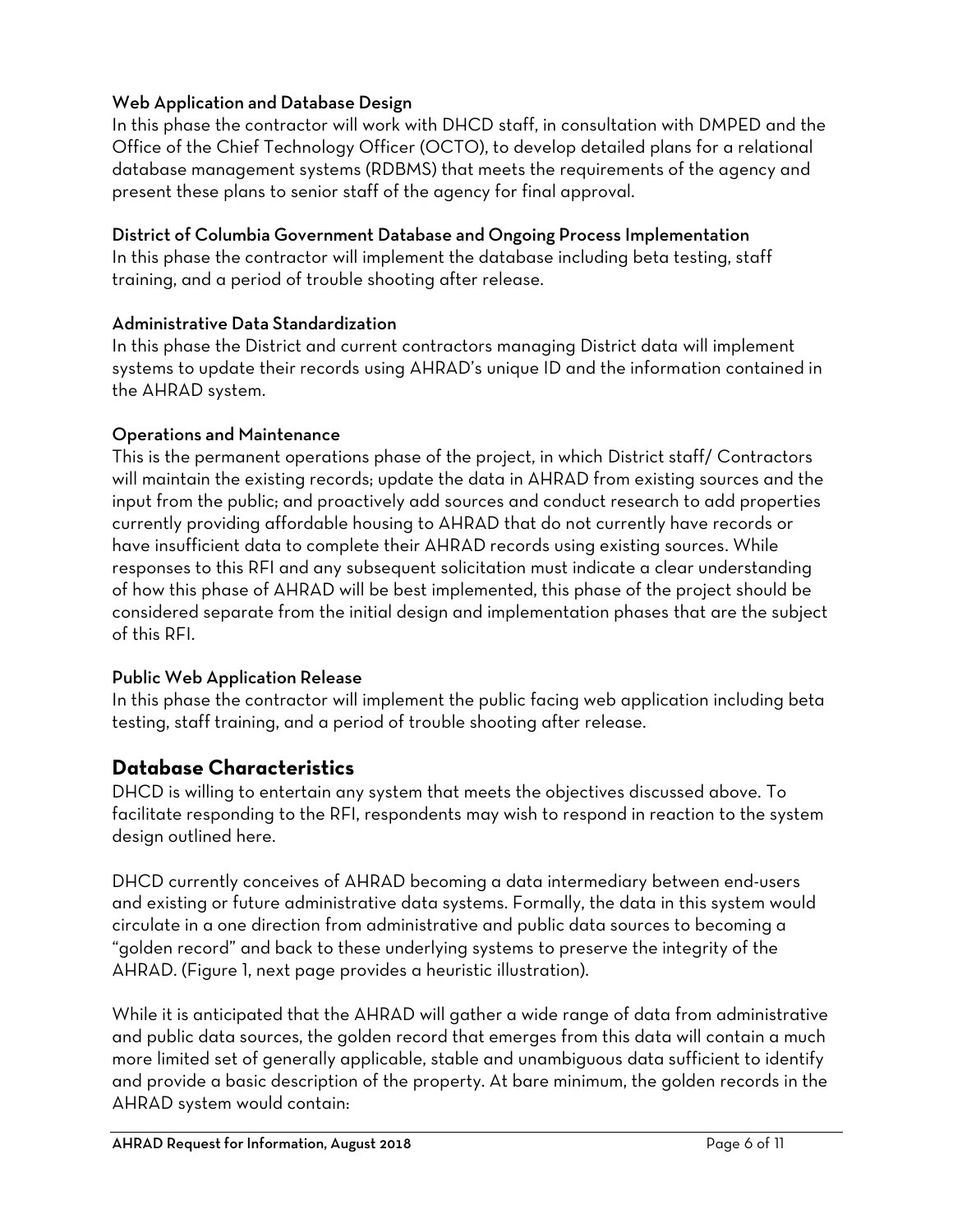### Web Application and Database Design

In this phase the contractor will work with DHCD staff, in consultation with DMPED and the Office of the Chief Technology Officer (OCTO), to develop detailed plans for a relational database management systems (RDBMS) that meets the requirements of the agency and present these plans to senior staff of the agency for final approval.

### District of Columbia Government Database and Ongoing Process Implementation

In this phase the contractor will implement the database including beta testing, staff training, and a period of trouble shooting after release.

### Administrative Data Standardization

In this phase the District and current contractors managing District data will implement systems to update their records using AHRAD's unique ID and the information contained in the AHRAD system.

### Operations and Maintenance

This is the permanent operations phase of the project, in which District staff/ Contractors will maintain the existing records; update the data in AHRAD from existing sources and the input from the public; and proactively add sources and conduct research to add properties currently providing affordable housing to AHRAD that do not currently have records or have insufficient data to complete their AHRAD records using existing sources. While responses to this RFI and any subsequent solicitation must indicate a clear understanding of how this phase of AHRAD will be best implemented, this phase of the project should be considered separate from the initial design and implementation phases that are the subject of this RFI.

### Public Web Application Release

In this phase the contractor will implement the public facing web application including beta testing, staff training, and a period of trouble shooting after release.

## Database Characteristics

DHCD is willing to entertain any system that meets the objectives discussed above. To facilitate responding to the RFI, respondents may wish to respond in reaction to the system design outlined here.

DHCD currently conceives of AHRAD becoming a data intermediary between end-users and existing or future administrative data systems. Formally, the data in this system would circulate in a one direction from administrative and public data sources to becoming a "golden record" and back to these underlying systems to preserve the integrity of the AHRAD. (Figure 1, next page provides a heuristic illustration).

While it is anticipated that the AHRAD will gather a wide range of data from administrative and public data sources, the golden record that emerges from this data will contain a much more limited set of generally applicable, stable and unambiguous data sufficient to identify and provide a basic description of the property. At bare minimum, the golden records in the AHRAD system would contain: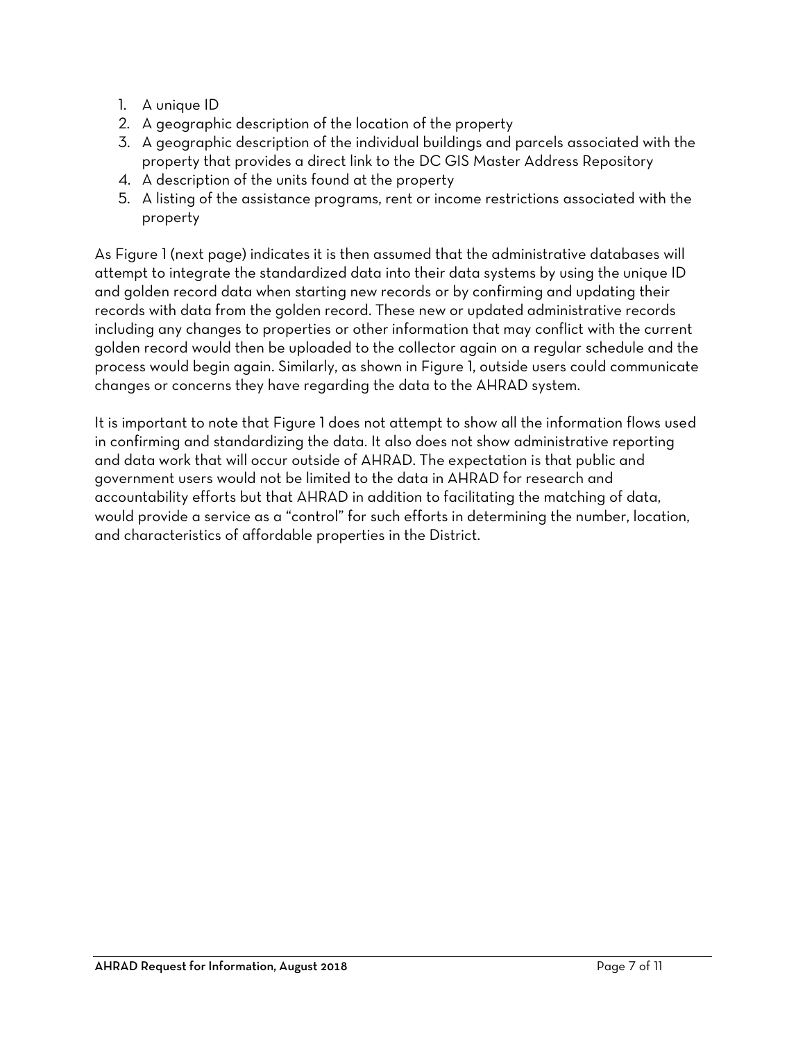1. A unique ID
2. A geographic description of the location of the property
3. A geographic description of the individual buildings and parcels associated with the property that provides a direct link to the DC GIS Master Address Repository
4. A description of the units found at the property
5. A listing of the assistance programs, rent or income restrictions associated with the property

As Figure 1 (next page) indicates it is then assumed that the administrative databases will attempt to integrate the standardized data into their data systems by using the unique ID and golden record data when starting new records or by confirming and updating their records with data from the golden record. These new or updated administrative records including any changes to properties or other information that may conflict with the current golden record would then be uploaded to the collector again on a regular schedule and the process would begin again. Similarly, as shown in Figure 1, outside users could communicate changes or concerns they have regarding the data to the AHRAD system.

It is important to note that Figure 1 does not attempt to show all the information flows used in confirming and standardizing the data. It also does not show administrative reporting and data work that will occur outside of AHRAD. The expectation is that public and government users would not be limited to the data in AHRAD for research and accountability efforts but that AHRAD in addition to facilitating the matching of data, would provide a service as a "control" for such efforts in determining the number, location, and characteristics of affordable properties in the District.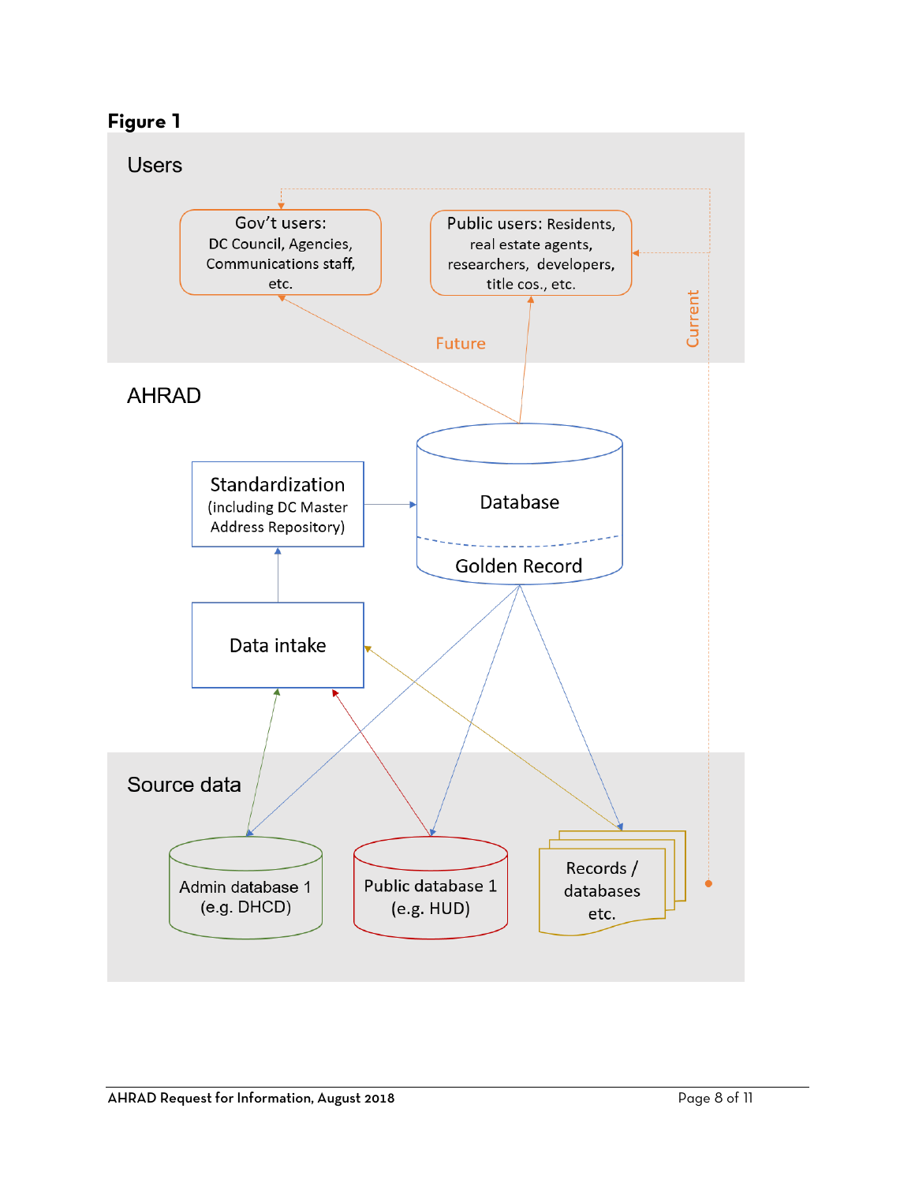**Figure 1**

Users

Gov't users: DC Council, Agencies, Communications staff, etc.

Public users: Residents, real estate agents, researchers, developers, title cos., etc.

Future

Current

AHRAD

Standardization (including DC Master Address Repository)

Database

Golden Record

Data intake

Source data

Admin database 1 (e.g. DHCD)

Public database 1 (e.g. HUD)

Records / databases etc.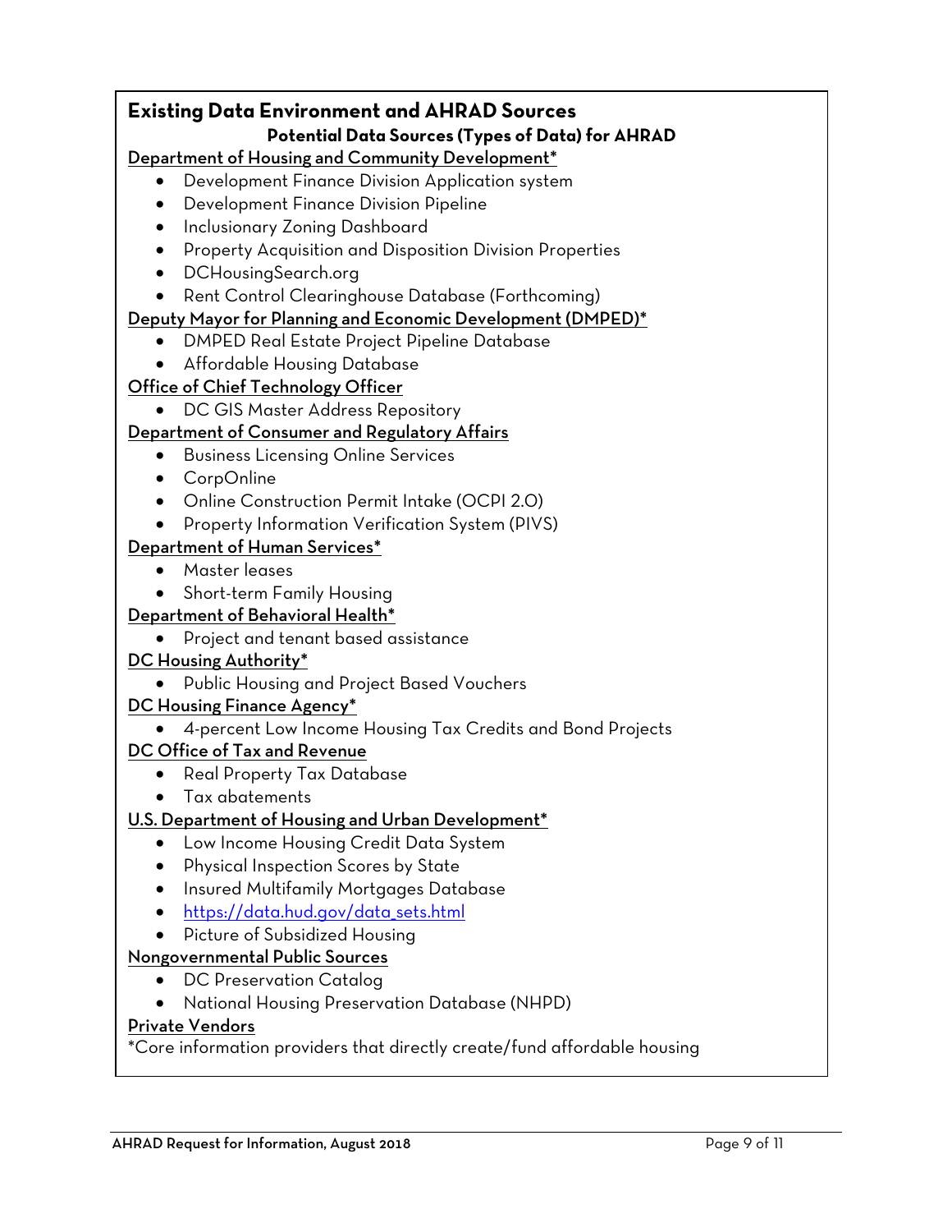## Existing Data Environment and AHRAD Sources

### Potential Data Sources (Types of Data) for AHRAD

Department of Housing and Community Development*

- Development Finance Division Application system
- Development Finance Division Pipeline
- Inclusionary Zoning Dashboard
- Property Acquisition and Disposition Division Properties
- DCHousingSearch.org
- Rent Control Clearinghouse Database (Forthcoming)

Deputy Mayor for Planning and Economic Development (DMPED)*

- DMPED Real Estate Project Pipeline Database
- Affordable Housing Database

Office of Chief Technology Officer

- DC GIS Master Address Repository

Department of Consumer and Regulatory Affairs

- Business Licensing Online Services
- CorpOnline
- Online Construction Permit Intake (OCPI 2.0)
- Property Information Verification System (PIVS)

Department of Human Services*

- Master leases
- Short-term Family Housing

Department of Behavioral Health*

- Project and tenant based assistance

DC Housing Authority*

- Public Housing and Project Based Vouchers

DC Housing Finance Agency*

- 4-percent Low Income Housing Tax Credits and Bond Projects

DC Office of Tax and Revenue

- Real Property Tax Database
- Tax abatements

U.S. Department of Housing and Urban Development*

- Low Income Housing Credit Data System
- Physical Inspection Scores by State
- Insured Multifamily Mortgages Database
- https://data.hud.gov/data_sets.html
- Picture of Subsidized Housing

Nongovernmental Public Sources

- DC Preservation Catalog
- National Housing Preservation Database (NHPD)

Private Vendors

*Core information providers that directly create/fund affordable housing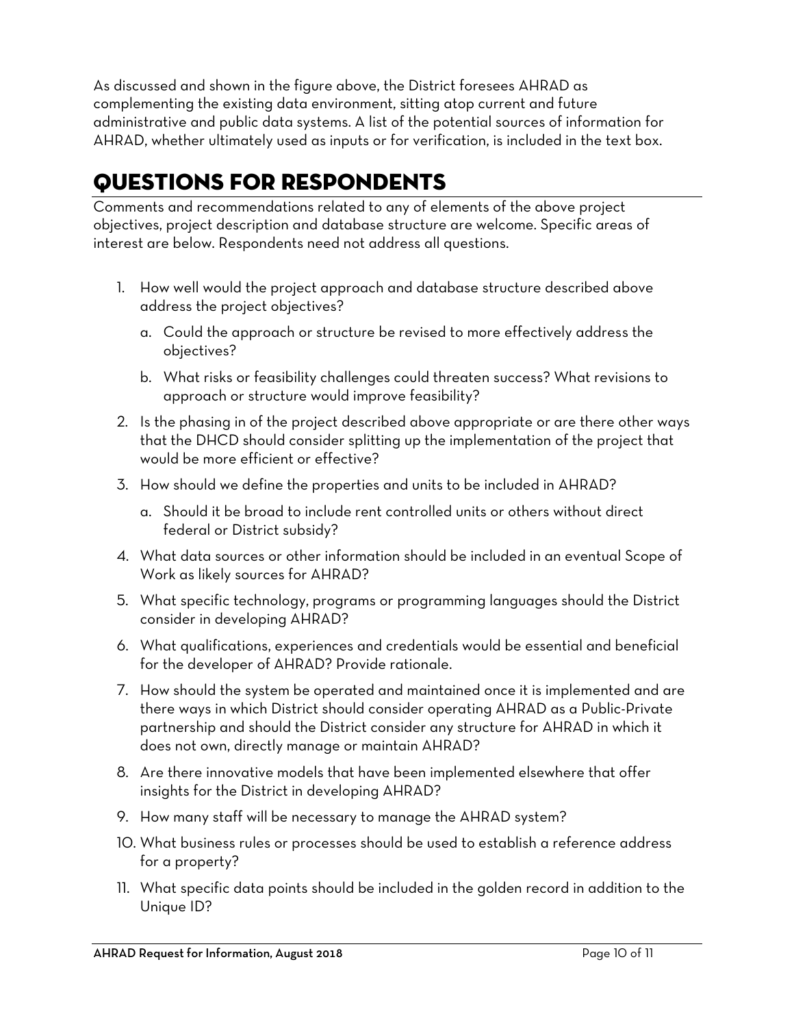As discussed and shown in the figure above, the District foresees AHRAD as complementing the existing data environment, sitting atop current and future administrative and public data systems. A list of the potential sources of information for AHRAD, whether ultimately used as inputs or for verification, is included in the text box.

## QUESTIONS FOR RESPONDENTS

Comments and recommendations related to any of elements of the above project objectives, project description and database structure are welcome. Specific areas of interest are below. Respondents need not address all questions.

1. How well would the project approach and database structure described above address the project objectives?
   a. Could the approach or structure be revised to more effectively address the objectives?
   b. What risks or feasibility challenges could threaten success? What revisions to approach or structure would improve feasibility?
2. Is the phasing in of the project described above appropriate or are there other ways that the DHCD should consider splitting up the implementation of the project that would be more efficient or effective?
3. How should we define the properties and units to be included in AHRAD?
   a. Should it be broad to include rent controlled units or others without direct federal or District subsidy?
4. What data sources or other information should be included in an eventual Scope of Work as likely sources for AHRAD?
5. What specific technology, programs or programming languages should the District consider in developing AHRAD?
6. What qualifications, experiences and credentials would be essential and beneficial for the developer of AHRAD? Provide rationale.
7. How should the system be operated and maintained once it is implemented and are there ways in which District should consider operating AHRAD as a Public-Private partnership and should the District consider any structure for AHRAD in which it does not own, directly manage or maintain AHRAD?
8. Are there innovative models that have been implemented elsewhere that offer insights for the District in developing AHRAD?
9. How many staff will be necessary to manage the AHRAD system?
10. What business rules or processes should be used to establish a reference address for a property?
11. What specific data points should be included in the golden record in addition to the Unique ID?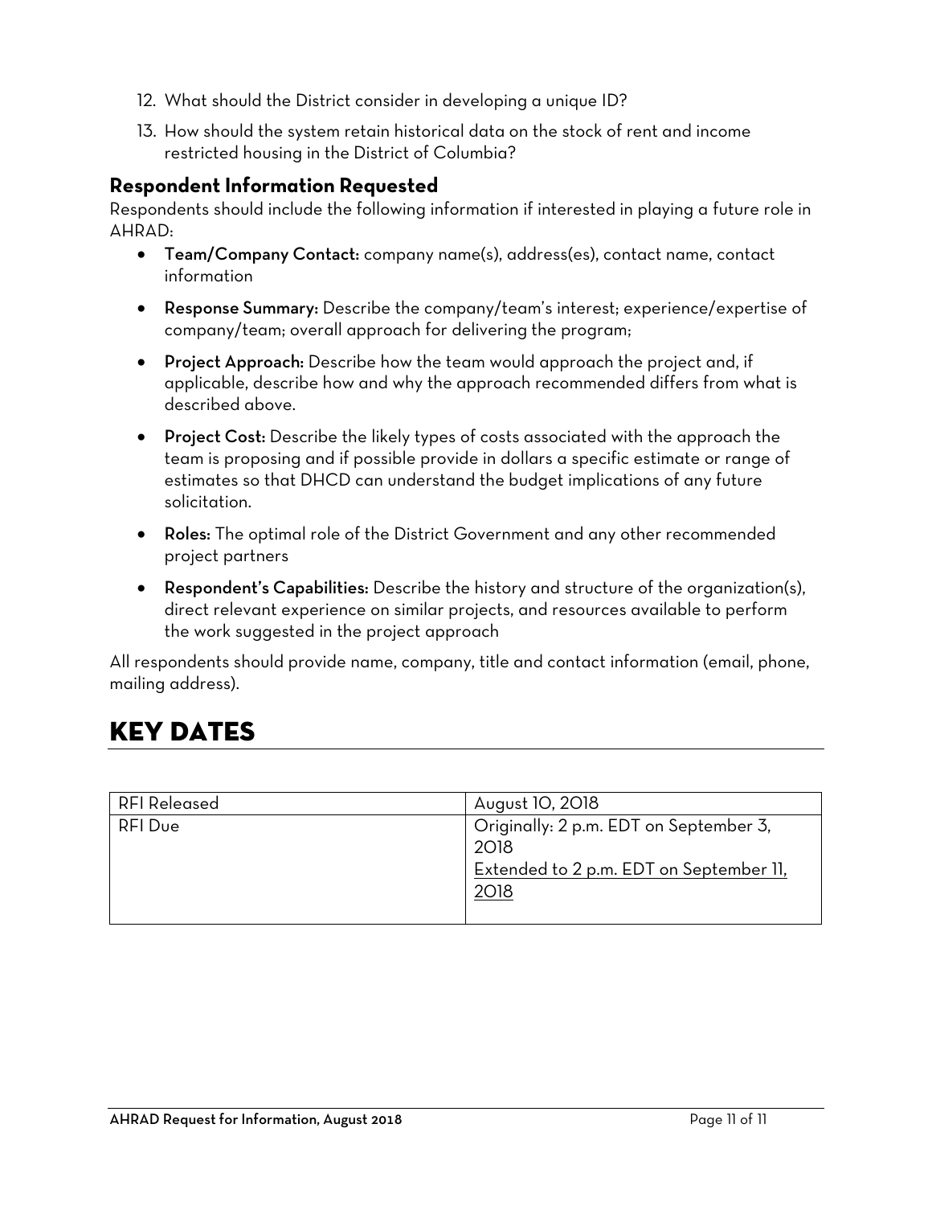12. What should the District consider in developing a unique ID?
13. How should the system retain historical data on the stock of rent and income restricted housing in the District of Columbia?

### Respondent Information Requested

Respondents should include the following information if interested in playing a future role in AHRAD:

- **Team/Company Contact:** company name(s), address(es), contact name, contact information
- **Response Summary:** Describe the company/team's interest; experience/expertise of company/team; overall approach for delivering the program;
- **Project Approach:** Describe how the team would approach the project and, if applicable, describe how and why the approach recommended differs from what is described above.
- **Project Cost:** Describe the likely types of costs associated with the approach the team is proposing and if possible provide in dollars a specific estimate or range of estimates so that DHCD can understand the budget implications of any future solicitation.
- **Roles:** The optimal role of the District Government and any other recommended project partners
- **Respondent's Capabilities:** Describe the history and structure of the organization(s), direct relevant experience on similar projects, and resources available to perform the work suggested in the project approach

All respondents should provide name, company, title and contact information (email, phone, mailing address).

## KEY DATES

| | |
|---|---|
| RFI Released | August 10, 2018 |
| RFI Due | Originally: 2 p.m. EDT on September 3, 2018<br>Extended to 2 p.m. EDT on September 11, 2018 |